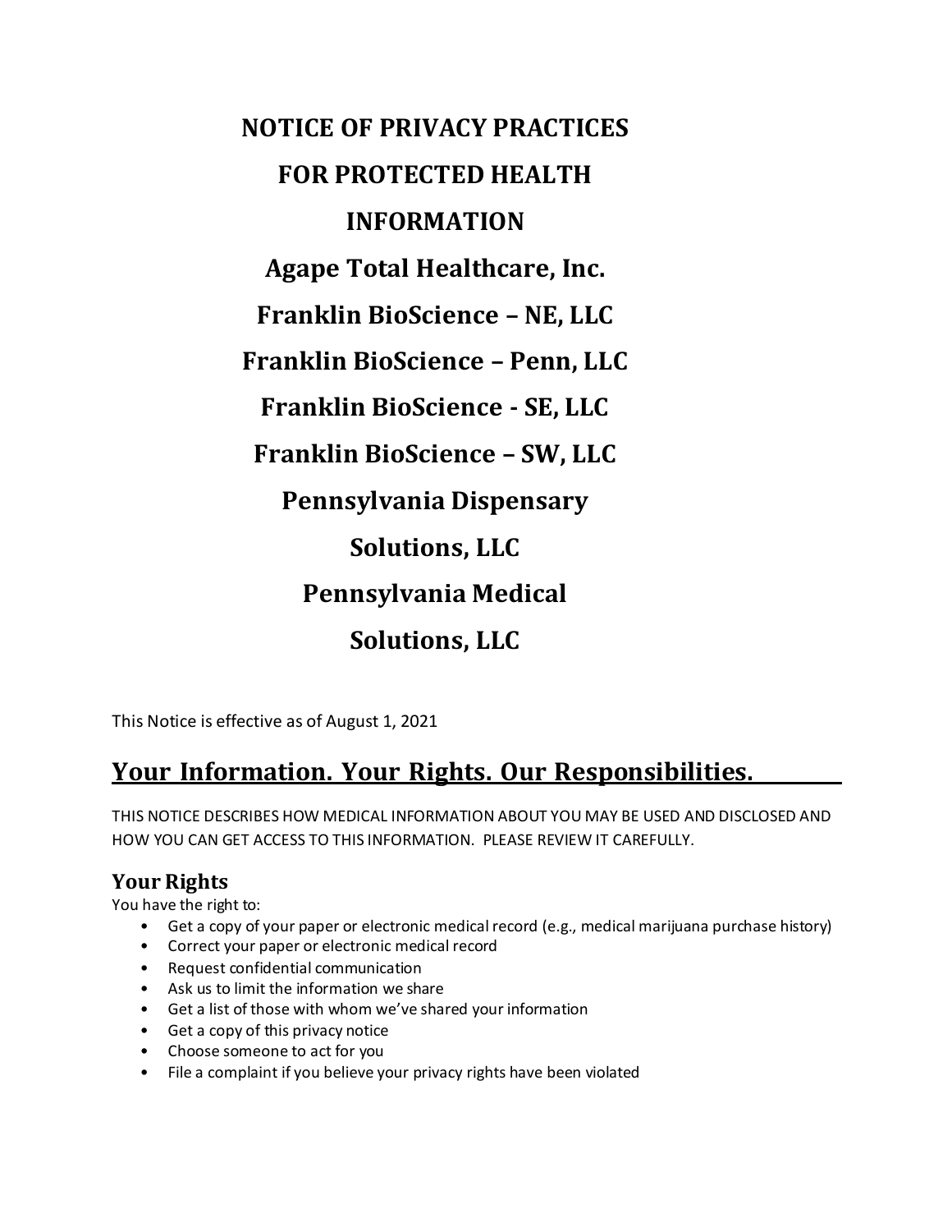# NOTICE OF PRIVACY PRACTICES FOR PROTECTED HEALTH INFORMATION

# Agape Total Healthcare, Inc.

# Franklin BioScience – NE, LLC

# Franklin BioScience – Penn, LLC

# Franklin BioScience - SE, LLC

# Franklin BioScience – SW, LLC

# Pennsylvania Dispensary Solutions, LLC

# Pennsylvania Medical Solutions, LLC

This Notice is effective as of August 1, 2021

## Your Information. Your Rights. Our Responsibilities.

THIS NOTICE DESCRIBES HOW MEDICAL INFORMATION ABOUT YOU MAY BE USED AND DISCLOSED AND HOW YOU CAN GET ACCESS TO THIS INFORMATION. PLEASE REVIEW IT CAREFULLY.

### Your Rights

You have the right to:

- Get a copy of your paper or electronic medical record (e.g., medical marijuana purchase history)
- Correct your paper or electronic medical record
- Request confidential communication
- Ask us to limit the information we share
- Get a list of those with whom we've shared your information
- Get a copy of this privacy notice
- Choose someone to act for you
- File a complaint if you believe your privacy rights have been violated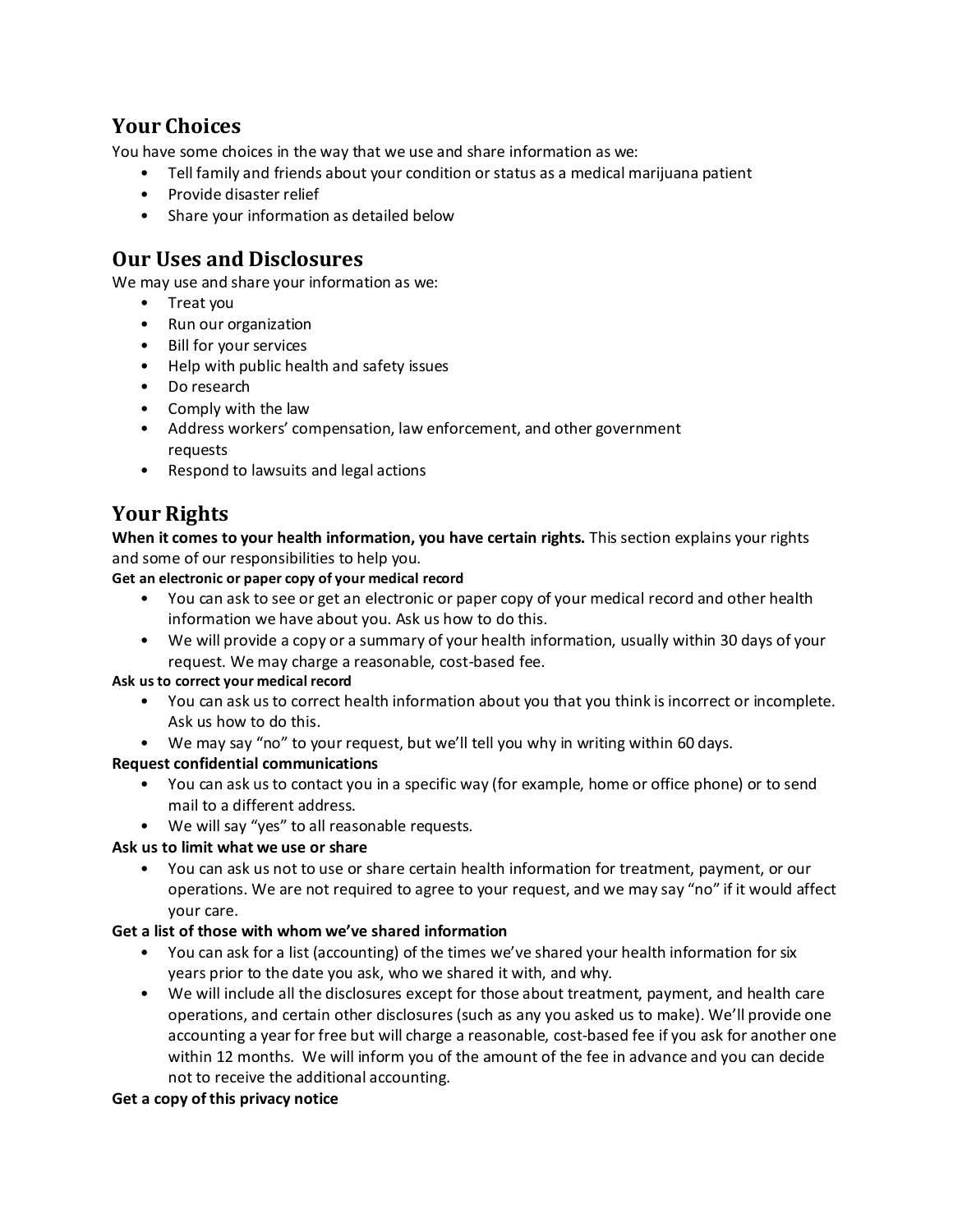## Your Choices

You have some choices in the way that we use and share information as we:

- Tell family and friends about your condition or status as a medical marijuana patient
- Provide disaster relief
- Share your information as detailed below

## Our Uses and Disclosures

We may use and share your information as we:

- Treat you
- Run our organization
- Bill for your services
- Help with public health and safety issues
- Do research
- Comply with the law
- Address workers' compensation, law enforcement, and other government requests
- Respond to lawsuits and legal actions

## Your Rights

**When it comes to your health information, you have certain rights.** This section explains your rights and some of our responsibilities to help you.

**Get an electronic or paper copy of your medical record**

- You can ask to see or get an electronic or paper copy of your medical record and other health information we have about you. Ask us how to do this.
- We will provide a copy or a summary of your health information, usually within 30 days of your request. We may charge a reasonable, cost-based fee.

**Ask us to correct your medical record**

- You can ask us to correct health information about you that you think is incorrect or incomplete. Ask us how to do this.
- We may say "no" to your request, but we'll tell you why in writing within 60 days.

**Request confidential communications**

- You can ask us to contact you in a specific way (for example, home or office phone) or to send mail to a different address.
- We will say "yes" to all reasonable requests.

**Ask us to limit what we use or share**

- You can ask us not to use or share certain health information for treatment, payment, or our operations. We are not required to agree to your request, and we may say "no" if it would affect your care.

**Get a list of those with whom we've shared information**

- You can ask for a list (accounting) of the times we've shared your health information for six years prior to the date you ask, who we shared it with, and why.
- We will include all the disclosures except for those about treatment, payment, and health care operations, and certain other disclosures (such as any you asked us to make). We'll provide one accounting a year for free but will charge a reasonable, cost-based fee if you ask for another one within 12 months. We will inform you of the amount of the fee in advance and you can decide not to receive the additional accounting.

**Get a copy of this privacy notice**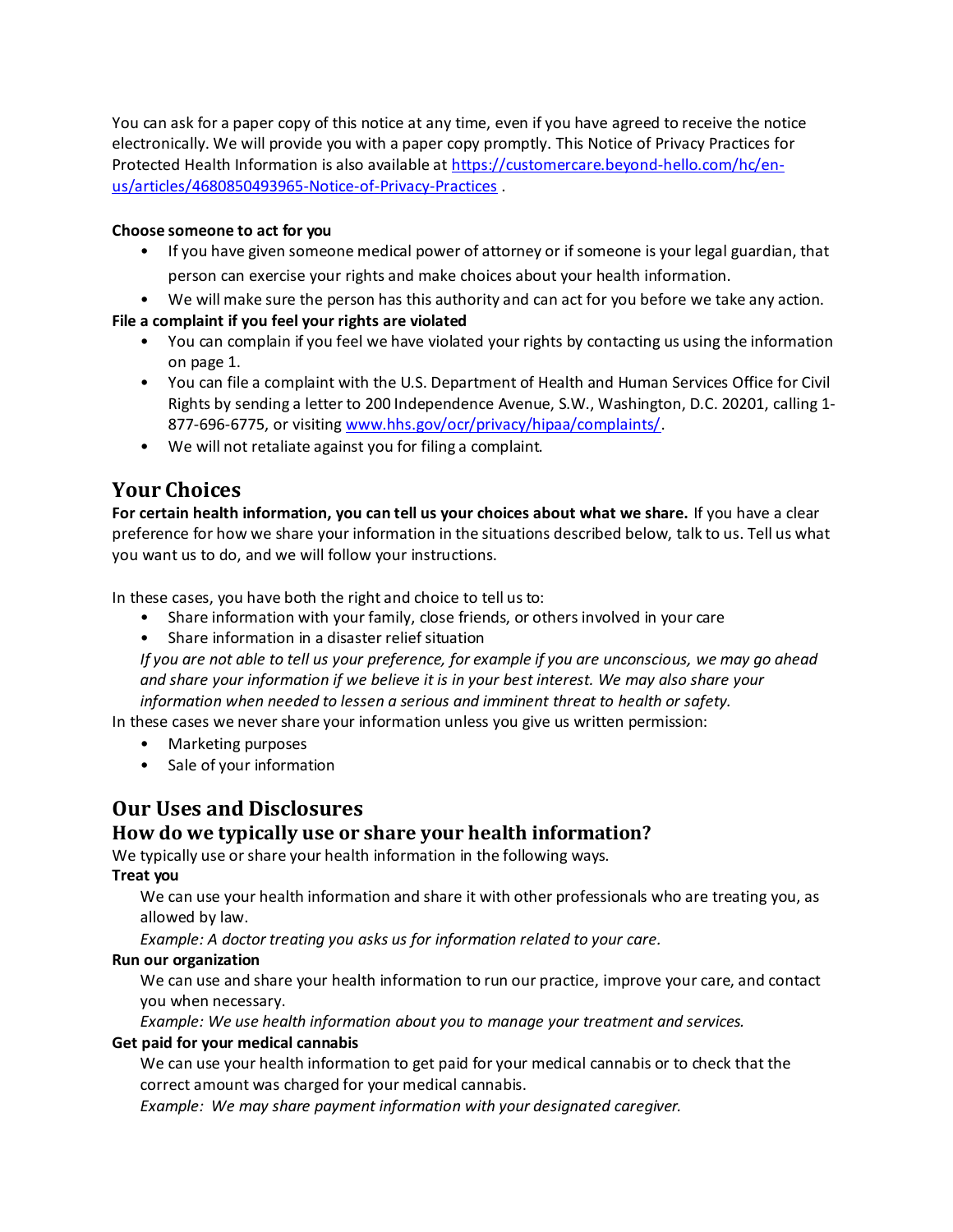You can ask for a paper copy of this notice at any time, even if you have agreed to receive the notice electronically. We will provide you with a paper copy promptly. This Notice of Privacy Practices for Protected Health Information is also available at [https://customercare.beyond-hello.com/hc/en-us/articles/4680850493965-Notice-of-Privacy-Practices](https://customercare.beyond-hello.com/hc/en-us/articles/4680850493965-Notice-of-Privacy-Practices) .

**Choose someone to act for you**

- If you have given someone medical power of attorney or if someone is your legal guardian, that person can exercise your rights and make choices about your health information.
- We will make sure the person has this authority and can act for you before we take any action.

**File a complaint if you feel your rights are violated**

- You can complain if you feel we have violated your rights by contacting us using the information on page 1.
- You can file a complaint with the U.S. Department of Health and Human Services Office for Civil Rights by sending a letter to 200 Independence Avenue, S.W., Washington, D.C. 20201, calling 1-877-696-6775, or visiting [www.hhs.gov/ocr/privacy/hipaa/complaints/](http://www.hhs.gov/ocr/privacy/hipaa/complaints/).
- We will not retaliate against you for filing a complaint.

## Your Choices

**For certain health information, you can tell us your choices about what we share.** If you have a clear preference for how we share your information in the situations described below, talk to us. Tell us what you want us to do, and we will follow your instructions.

In these cases, you have both the right and choice to tell us to:

- Share information with your family, close friends, or others involved in your care
- Share information in a disaster relief situation

*If you are not able to tell us your preference, for example if you are unconscious, we may go ahead and share your information if we believe it is in your best interest. We may also share your information when needed to lessen a serious and imminent threat to health or safety.*

In these cases we never share your information unless you give us written permission:

- Marketing purposes
- Sale of your information

## Our Uses and Disclosures

### How do we typically use or share your health information?

We typically use or share your health information in the following ways.

**Treat you**

We can use your health information and share it with other professionals who are treating you, as allowed by law.

*Example: A doctor treating you asks us for information related to your care.*

**Run our organization**

We can use and share your health information to run our practice, improve your care, and contact you when necessary.

*Example: We use health information about you to manage your treatment and services.*

**Get paid for your medical cannabis**

We can use your health information to get paid for your medical cannabis or to check that the correct amount was charged for your medical cannabis.

*Example: We may share payment information with your designated caregiver.*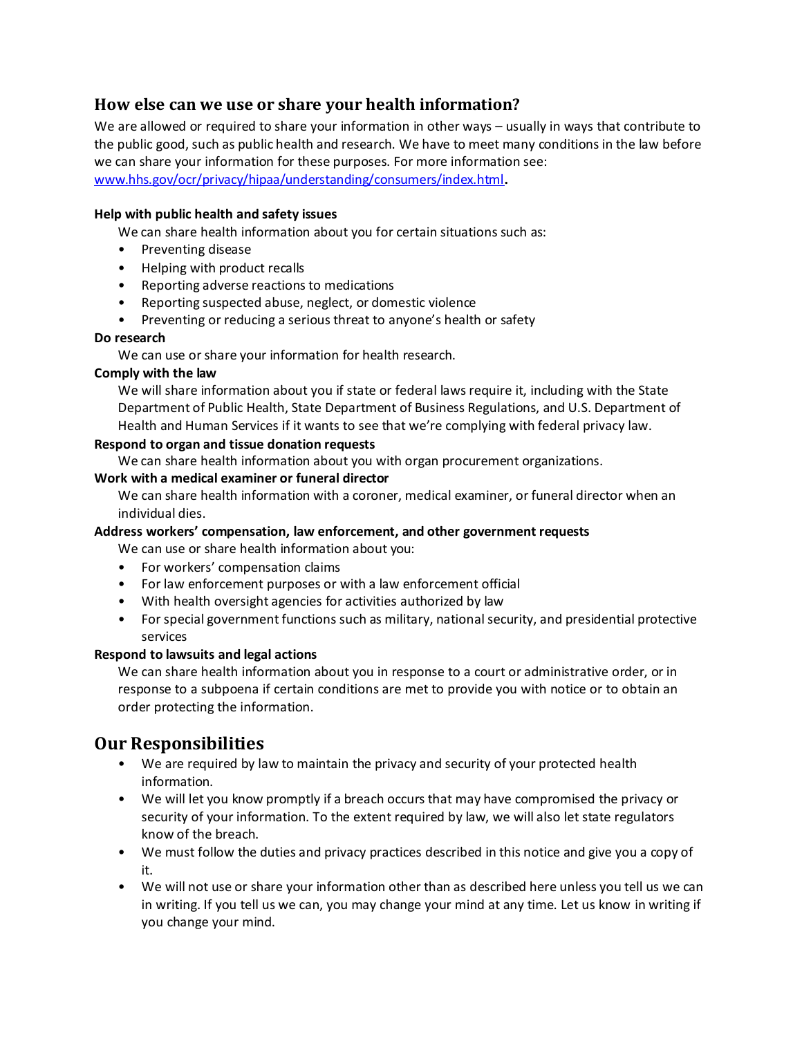## How else can we use or share your health information?

We are allowed or required to share your information in other ways – usually in ways that contribute to the public good, such as public health and research. We have to meet many conditions in the law before we can share your information for these purposes. For more information see: [www.hhs.gov/ocr/privacy/hipaa/understanding/consumers/index.html](www.hhs.gov/ocr/privacy/hipaa/understanding/consumers/index.html).

**Help with public health and safety issues**

We can share health information about you for certain situations such as:

- Preventing disease
- Helping with product recalls
- Reporting adverse reactions to medications
- Reporting suspected abuse, neglect, or domestic violence
- Preventing or reducing a serious threat to anyone's health or safety

**Do research**

We can use or share your information for health research.

**Comply with the law**

We will share information about you if state or federal laws require it, including with the State Department of Public Health, State Department of Business Regulations, and U.S. Department of Health and Human Services if it wants to see that we're complying with federal privacy law.

**Respond to organ and tissue donation requests**

We can share health information about you with organ procurement organizations.

**Work with a medical examiner or funeral director**

We can share health information with a coroner, medical examiner, or funeral director when an individual dies.

**Address workers' compensation, law enforcement, and other government requests**

We can use or share health information about you:

- For workers' compensation claims
- For law enforcement purposes or with a law enforcement official
- With health oversight agencies for activities authorized by law
- For special government functions such as military, national security, and presidential protective services

**Respond to lawsuits and legal actions**

We can share health information about you in response to a court or administrative order, or in response to a subpoena if certain conditions are met to provide you with notice or to obtain an order protecting the information.

# Our Responsibilities

- We are required by law to maintain the privacy and security of your protected health information.
- We will let you know promptly if a breach occurs that may have compromised the privacy or security of your information. To the extent required by law, we will also let state regulators know of the breach.
- We must follow the duties and privacy practices described in this notice and give you a copy of it.
- We will not use or share your information other than as described here unless you tell us we can in writing. If you tell us we can, you may change your mind at any time. Let us know in writing if you change your mind.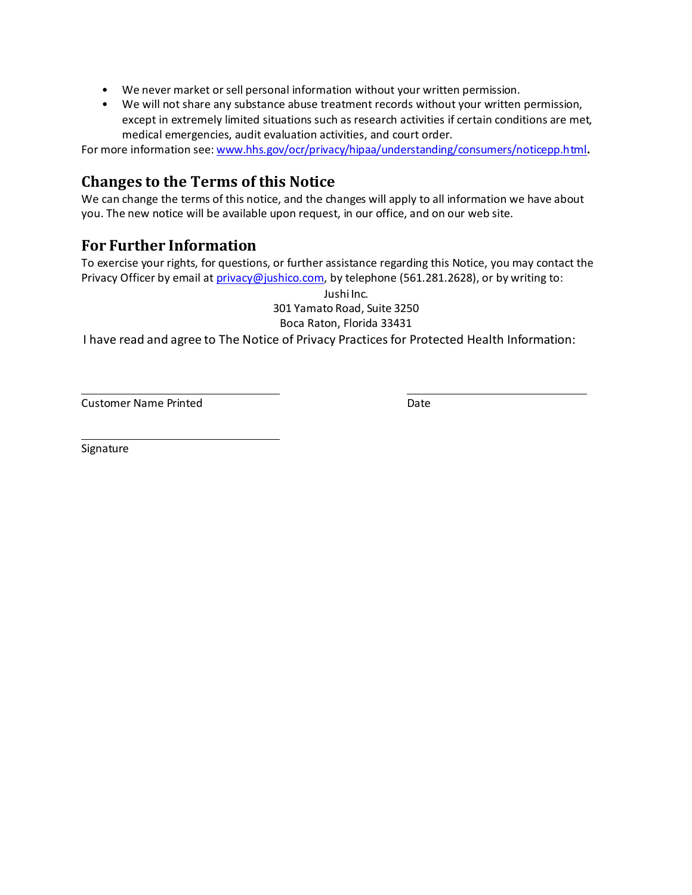- We never market or sell personal information without your written permission.
- We will not share any substance abuse treatment records without your written permission, except in extremely limited situations such as research activities if certain conditions are met, medical emergencies, audit evaluation activities, and court order.

For more information see: www.hhs.gov/ocr/privacy/hipaa/understanding/consumers/noticepp.html.

## Changes to the Terms of this Notice

We can change the terms of this notice, and the changes will apply to all information we have about you. The new notice will be available upon request, in our office, and on our web site.

## For Further Information

To exercise your rights, for questions, or further assistance regarding this Notice, you may contact the Privacy Officer by email at privacy@jushico.com, by telephone (561.281.2628), or by writing to:

Jushi Inc.
301 Yamato Road, Suite 3250
Boca Raton, Florida 33431

I have read and agree to The Notice of Privacy Practices for Protected Health Information:

______________________________ ______________________________
Customer Name Printed Date

______________________________
Signature